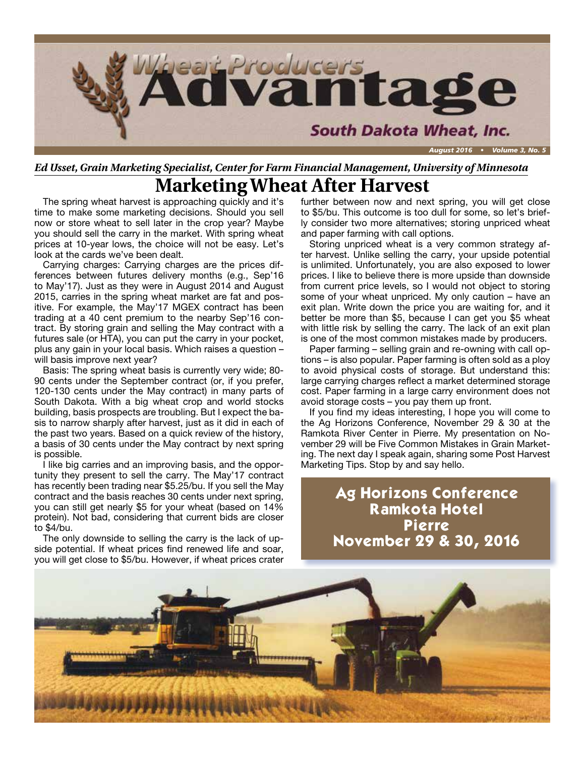# Wheat Producers Advantage

**South Dakota Wheat, Inc.**

*August 2016 • Volume 3, No. 5*

***Ed Usset, Grain Marketing Specialist, Center for Farm Financial Management, University of Minnesota***

## Marketing Wheat After Harvest

The spring wheat harvest is approaching quickly and it's time to make some marketing decisions. Should you sell now or store wheat to sell later in the crop year? Maybe you should sell the carry in the market. With spring wheat prices at 10-year lows, the choice will not be easy. Let's look at the cards we've been dealt.

Carrying charges: Carrying charges are the prices differences between futures delivery months (e.g., Sep'16 to May'17). Just as they were in August 2014 and August 2015, carries in the spring wheat market are fat and positive. For example, the May'17 MGEX contract has been trading at a 40 cent premium to the nearby Sep'16 contract. By storing grain and selling the May contract with a futures sale (or HTA), you can put the carry in your pocket, plus any gain in your local basis. Which raises a question – will basis improve next year?

Basis: The spring wheat basis is currently very wide; 80-90 cents under the September contract (or, if you prefer, 120-130 cents under the May contract) in many parts of South Dakota. With a big wheat crop and world stocks building, basis prospects are troubling. But I expect the basis to narrow sharply after harvest, just as it did in each of the past two years. Based on a quick review of the history, a basis of 30 cents under the May contract by next spring is possible.

I like big carries and an improving basis, and the opportunity they present to sell the carry. The May'17 contract has recently been trading near $5.25/bu. If you sell the May contract and the basis reaches 30 cents under next spring, you can still get nearly $5 for your wheat (based on 14% protein). Not bad, considering that current bids are closer to $4/bu.

The only downside to selling the carry is the lack of upside potential. If wheat prices find renewed life and soar, you will get close to $5/bu. However, if wheat prices crater further between now and next spring, you will get close to $5/bu. This outcome is too dull for some, so let's briefly consider two more alternatives; storing unpriced wheat and paper farming with call options.

Storing unpriced wheat is a very common strategy after harvest. Unlike selling the carry, your upside potential is unlimited. Unfortunately, you are also exposed to lower prices. I like to believe there is more upside than downside from current price levels, so I would not object to storing some of your wheat unpriced. My only caution – have an exit plan. Write down the price you are waiting for, and it better be more than $5, because I can get you $5 wheat with little risk by selling the carry. The lack of an exit plan is one of the most common mistakes made by producers.

Paper farming – selling grain and re-owning with call options – is also popular. Paper farming is often sold as a ploy to avoid physical costs of storage. But understand this: large carrying charges reflect a market determined storage cost. Paper farming in a large carry environment does not avoid storage costs – you pay them up front.

If you find my ideas interesting, I hope you will come to the Ag Horizons Conference, November 29 & 30 at the Ramkota River Center in Pierre. My presentation on November 29 will be Five Common Mistakes in Grain Marketing. The next day I speak again, sharing some Post Harvest Marketing Tips. Stop by and say hello.

**Ag Horizons Conference**
**Ramkota Hotel**
**Pierre**
**November 29 & 30, 2016**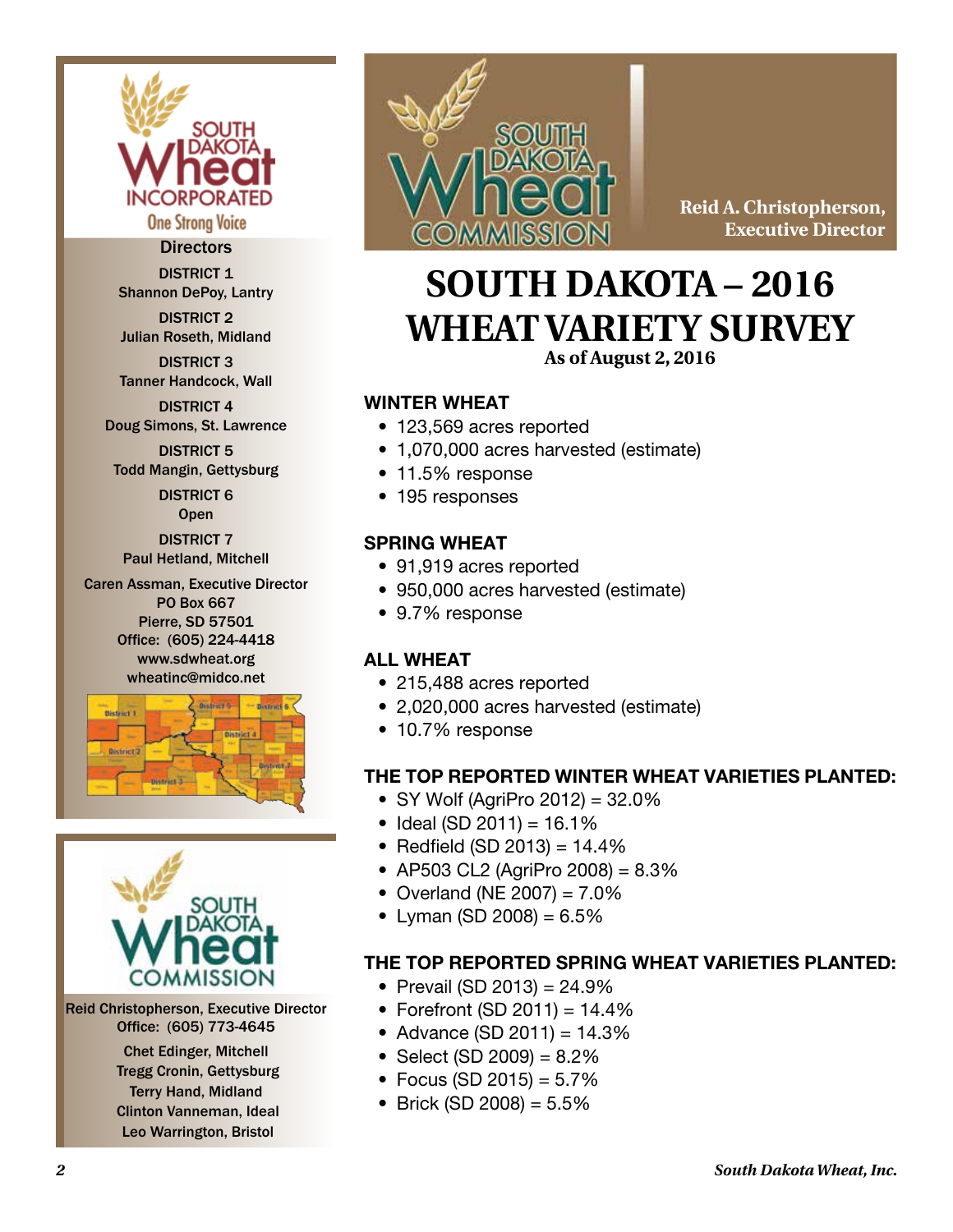South Dakota Wheat Incorporated

One Strong Voice

**Directors**

**DISTRICT 1**
Shannon DePoy, Lantry

**DISTRICT 2**
Julian Roseth, Midland

**DISTRICT 3**
Tanner Handcock, Wall

**DISTRICT 4**
Doug Simons, St. Lawrence

**DISTRICT 5**
Todd Mangin, Gettysburg

**DISTRICT 6**
Open

**DISTRICT 7**
Paul Hetland, Mitchell

Caren Assman, Executive Director
PO Box 667
Pierre, SD 57501
Office: (605) 224-4418
www.sdwheat.org
wheatinc@midco.net

South Dakota Wheat Commission

Reid Christopherson, Executive Director
Office: (605) 773-4645

Chet Edinger, Mitchell
Tregg Cronin, Gettysburg
Terry Hand, Midland
Clinton Vanneman, Ideal
Leo Warrington, Bristol

South Dakota Wheat Commission

**Reid A. Christopherson, Executive Director**

# SOUTH DAKOTA – 2016 WHEAT VARIETY SURVEY

**As of August 2, 2016**

## WINTER WHEAT

- 123,569 acres reported
- 1,070,000 acres harvested (estimate)
- 11.5% response
- 195 responses

## SPRING WHEAT

- 91,919 acres reported
- 950,000 acres harvested (estimate)
- 9.7% response

## ALL WHEAT

- 215,488 acres reported
- 2,020,000 acres harvested (estimate)
- 10.7% response

## THE TOP REPORTED WINTER WHEAT VARIETIES PLANTED:

- SY Wolf (AgriPro 2012) = 32.0%
- Ideal (SD 2011) = 16.1%
- Redfield (SD 2013) = 14.4%
- AP503 CL2 (AgriPro 2008) = 8.3%
- Overland (NE 2007) = 7.0%
- Lyman (SD 2008) = 6.5%

## THE TOP REPORTED SPRING WHEAT VARIETIES PLANTED:

- Prevail (SD 2013) = 24.9%
- Forefront (SD 2011) = 14.4%
- Advance (SD 2011) = 14.3%
- Select (SD 2009) = 8.2%
- Focus (SD 2015) = 5.7%
- Brick (SD 2008) = 5.5%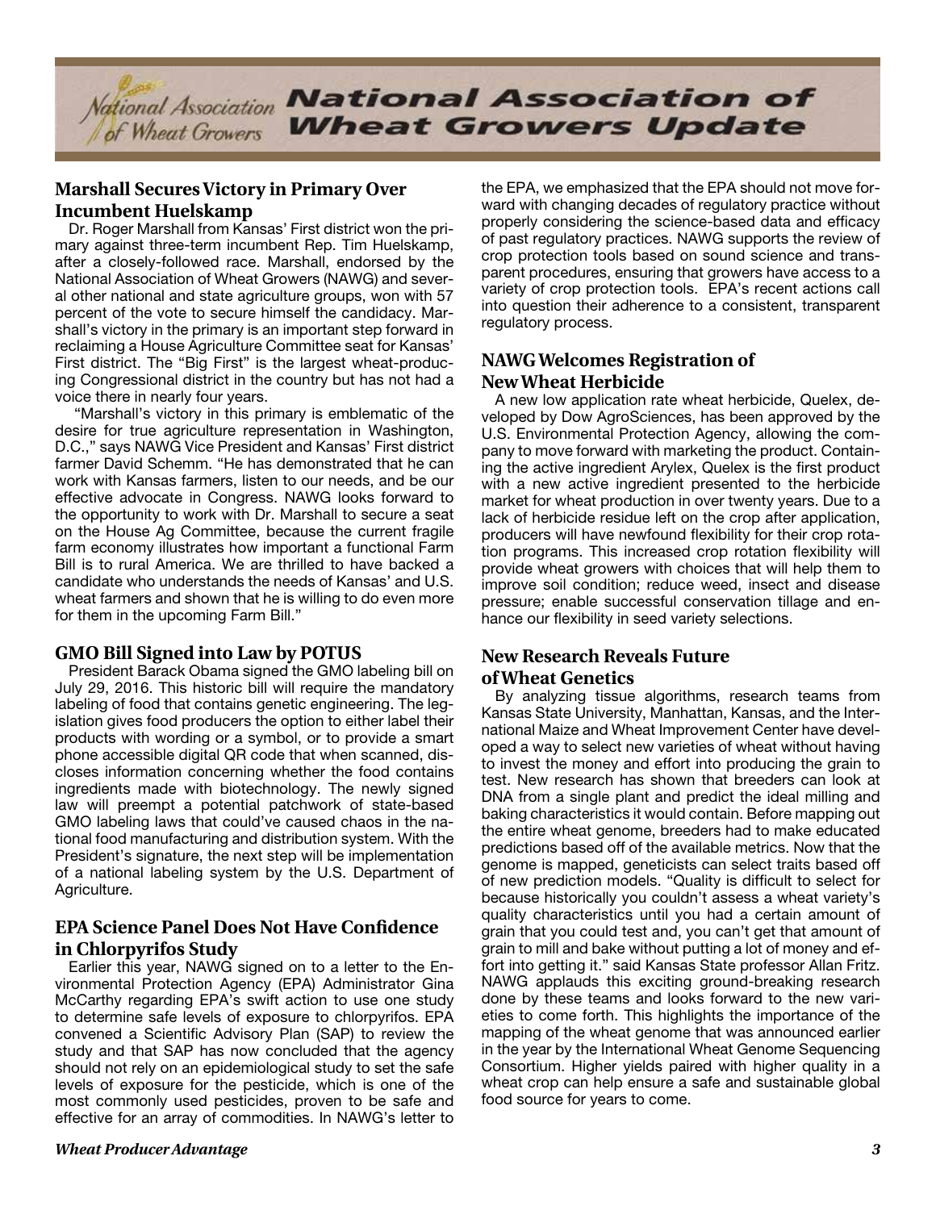# National Association of Wheat Growers Update

## Marshall Secures Victory in Primary Over Incumbent Huelskamp

Dr. Roger Marshall from Kansas' First district won the primary against three-term incumbent Rep. Tim Huelskamp, after a closely-followed race. Marshall, endorsed by the National Association of Wheat Growers (NAWG) and several other national and state agriculture groups, won with 57 percent of the vote to secure himself the candidacy. Marshall's victory in the primary is an important step forward in reclaiming a House Agriculture Committee seat for Kansas' First district. The "Big First" is the largest wheat-producing Congressional district in the country but has not had a voice there in nearly four years.

"Marshall's victory in this primary is emblematic of the desire for true agriculture representation in Washington, D.C.," says NAWG Vice President and Kansas' First district farmer David Schemm. "He has demonstrated that he can work with Kansas farmers, listen to our needs, and be our effective advocate in Congress. NAWG looks forward to the opportunity to work with Dr. Marshall to secure a seat on the House Ag Committee, because the current fragile farm economy illustrates how important a functional Farm Bill is to rural America. We are thrilled to have backed a candidate who understands the needs of Kansas' and U.S. wheat farmers and shown that he is willing to do even more for them in the upcoming Farm Bill."

## GMO Bill Signed into Law by POTUS

President Barack Obama signed the GMO labeling bill on July 29, 2016. This historic bill will require the mandatory labeling of food that contains genetic engineering. The legislation gives food producers the option to either label their products with wording or a symbol, or to provide a smart phone accessible digital QR code that when scanned, discloses information concerning whether the food contains ingredients made with biotechnology. The newly signed law will preempt a potential patchwork of state-based GMO labeling laws that could've caused chaos in the national food manufacturing and distribution system. With the President's signature, the next step will be implementation of a national labeling system by the U.S. Department of Agriculture.

## EPA Science Panel Does Not Have Confidence in Chlorpyrifos Study

Earlier this year, NAWG signed on to a letter to the Environmental Protection Agency (EPA) Administrator Gina McCarthy regarding EPA's swift action to use one study to determine safe levels of exposure to chlorpyrifos. EPA convened a Scientific Advisory Plan (SAP) to review the study and that SAP has now concluded that the agency should not rely on an epidemiological study to set the safe levels of exposure for the pesticide, which is one of the most commonly used pesticides, proven to be safe and effective for an array of commodities. In NAWG's letter to the EPA, we emphasized that the EPA should not move forward with changing decades of regulatory practice without properly considering the science-based data and efficacy of past regulatory practices. NAWG supports the review of crop protection tools based on sound science and transparent procedures, ensuring that growers have access to a variety of crop protection tools. EPA's recent actions call into question their adherence to a consistent, transparent regulatory process.

## NAWG Welcomes Registration of New Wheat Herbicide

A new low application rate wheat herbicide, Quelex, developed by Dow AgroSciences, has been approved by the U.S. Environmental Protection Agency, allowing the company to move forward with marketing the product. Containing the active ingredient Arylex, Quelex is the first product with a new active ingredient presented to the herbicide market for wheat production in over twenty years. Due to a lack of herbicide residue left on the crop after application, producers will have newfound flexibility for their crop rotation programs. This increased crop rotation flexibility will provide wheat growers with choices that will help them to improve soil condition; reduce weed, insect and disease pressure; enable successful conservation tillage and enhance our flexibility in seed variety selections.

## New Research Reveals Future of Wheat Genetics

By analyzing tissue algorithms, research teams from Kansas State University, Manhattan, Kansas, and the International Maize and Wheat Improvement Center have developed a way to select new varieties of wheat without having to invest the money and effort into producing the grain to test. New research has shown that breeders can look at DNA from a single plant and predict the ideal milling and baking characteristics it would contain. Before mapping out the entire wheat genome, breeders had to make educated predictions based off of the available metrics. Now that the genome is mapped, geneticists can select traits based off of new prediction models. "Quality is difficult to select for because historically you couldn't assess a wheat variety's quality characteristics until you had a certain amount of grain that you could test and, you can't get that amount of grain to mill and bake without putting a lot of money and effort into getting it." said Kansas State professor Allan Fritz. NAWG applauds this exciting ground-breaking research done by these teams and looks forward to the new varieties to come forth. This highlights the importance of the mapping of the wheat genome that was announced earlier in the year by the International Wheat Genome Sequencing Consortium. Higher yields paired with higher quality in a wheat crop can help ensure a safe and sustainable global food source for years to come.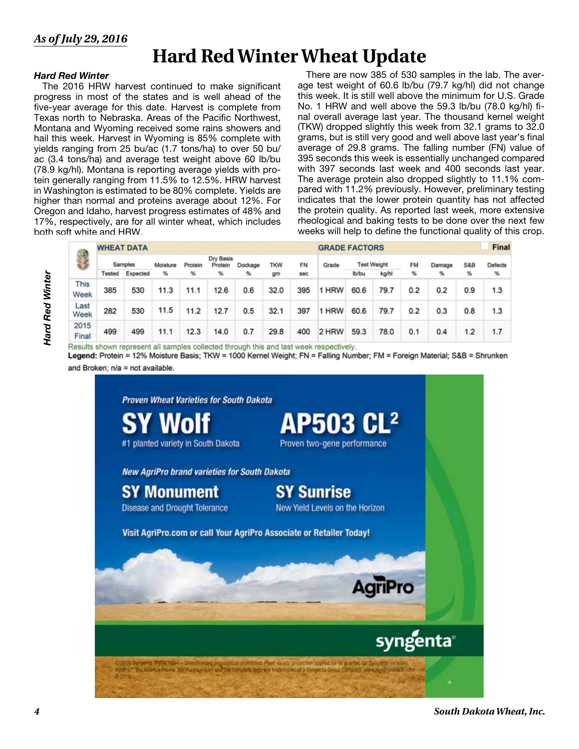*As of July 29, 2016*

# Hard Red Winter Wheat Update

### *Hard Red Winter*

The 2016 HRW harvest continued to make significant progress in most of the states and is well ahead of the five-year average for this date. Harvest is complete from Texas north to Nebraska. Areas of the Pacific Northwest, Montana and Wyoming received some rains showers and hail this week. Harvest in Wyoming is 85% complete with yields ranging from 25 bu/ac (1.7 tons/ha) to over 50 bu/ac (3.4 tons/ha) and average test weight above 60 lb/bu (78.9 kg/hl). Montana is reporting average yields with protein generally ranging from 11.5% to 12.5%. HRW harvest in Washington is estimated to be 80% complete. Yields are higher than normal and proteins average about 12%. For Oregon and Idaho, harvest progress estimates of 48% and 17%, respectively, are for all winter wheat, which includes both soft white and HRW.

There are now 385 of 530 samples in the lab. The average test weight of 60.6 lb/bu (79.7 kg/hl) did not change this week. It is still well above the minimum for U.S. Grade No. 1 HRW and well above the 59.3 lb/bu (78.0 kg/hl) final overall average last year. The thousand kernel weight (TKW) dropped slightly this week from 32.1 grams to 32.0 grams, but is still very good and well above last year's final average of 29.8 grams. The falling number (FN) value of 395 seconds this week is essentially unchanged compared with 397 seconds last week and 400 seconds last year. The average protein also dropped slightly to 11.1% compared with 11.2% previously. However, preliminary testing indicates that the lower protein quantity has not affected the protein quality. As reported last week, more extensive rheological and baking tests to be done over the next few weeks will help to define the functional quality of this crop.

| Hard Red Winter | WHEAT DATA | | | | | | | | GRADE FACTORS | | | | | | Final |
|---|---|---|---|---|---|---|---|---|---|---|---|---|---|---|---|
| | Samples | | Moisture | Protein | Dry Basis Protein | Dockage | TKW | FN | Grade | Test Weight | | FM | Damage | S&B | Defects |
| | Tested | Expected | % | % | % | % | gm | sec | | lb/bu | kg/hl | % | % | % | % |
| This Week | 385 | 530 | 11.3 | 11.1 | 12.6 | 0.6 | 32.0 | 395 | 1 HRW | 60.6 | 79.7 | 0.2 | 0.2 | 0.9 | 1.3 |
| Last Week | 282 | 530 | 11.5 | 11.2 | 12.7 | 0.5 | 32.1 | 397 | 1 HRW | 60.6 | 79.7 | 0.2 | 0.3 | 0.8 | 1.3 |
| 2015 Final | 499 | 499 | 11.1 | 12.3 | 14.0 | 0.7 | 29.8 | 400 | 2 HRW | 59.3 | 78.0 | 0.1 | 0.4 | 1.2 | 1.7 |

Results shown represent all samples collected through this and last week respectively.

**Legend:** Protein = 12% Moisture Basis; TKW = 1000 Kernel Weight; FN = Falling Number; FM = Foreign Material; S&B = Shrunken and Broken; n/a = not available.

*Proven Wheat Varieties for South Dakota*

**SY Wolf**
#1 planted variety in South Dakota

**AP503 CL²**
Proven two-gene performance

*New AgriPro brand varieties for South Dakota*

**SY Monument**
Disease and Drought Tolerance

**SY Sunrise**
New Yield Levels on the Horizon

**Visit AgriPro.com or call Your AgriPro Associate or Retailer Today!**

AgriPro

syngenta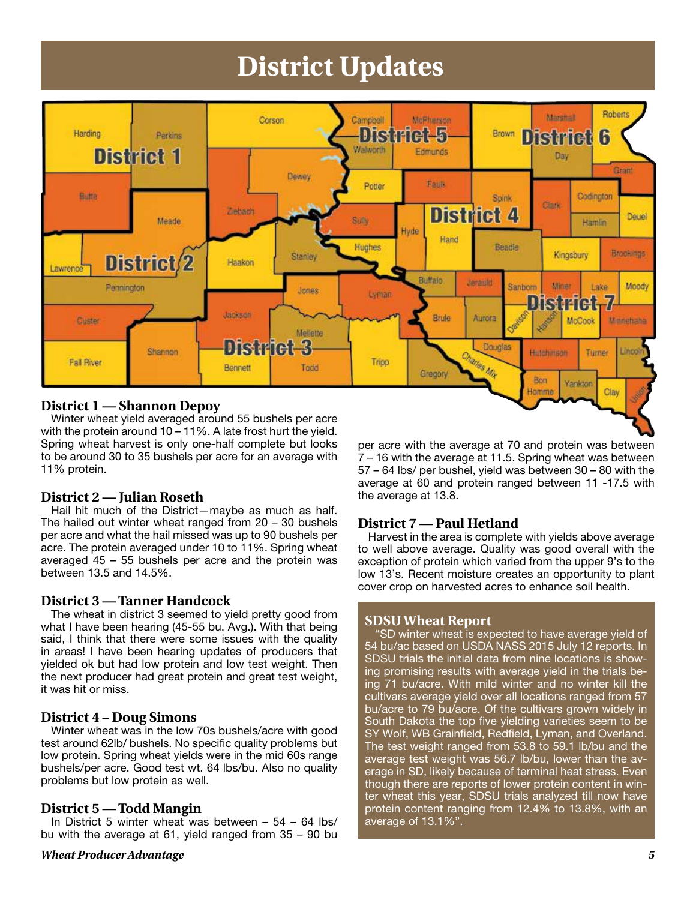# District Updates

Harding
Perkins
District 1
Corson
Campbell
McPherson
District 5
Walworth
Edmunds
Brown
District 6
Marshall
Roberts
Day
Grant
Butte
Meade
Ziebach
Dewey
Potter
Faulk
Spink
Clark
Codington
Deuel
Hamlin
Sully
Hyde
District 4
Hand
Beadle
Kingsbury
Brookings
Lawrence
District 2
Pennington
Haakon
Stanley
Hughes
Buffalo
Jerauld
Sanborn
Miner
Lake
Moody
District 7
Jones
Lyman
Custer
Jackson
Mellette
Brule
Aurora
Davison
Hanson
McCook
Minnehaha
Fall River
Shannon
District 3
Bennett
Todd
Tripp
Gregory
Douglas
Charles Mix
Hutchinson
Turner
Lincoln
Bon Homme
Yankton
Clay
Union

## District 1 — Shannon Depoy

Winter wheat yield averaged around 55 bushels per acre with the protein around 10 – 11%. A late frost hurt the yield. Spring wheat harvest is only one-half complete but looks to be around 30 to 35 bushels per acre for an average with 11% protein.

## District 2 — Julian Roseth

Hail hit much of the District—maybe as much as half. The hailed out winter wheat ranged from 20 – 30 bushels per acre and what the hail missed was up to 90 bushels per acre. The protein averaged under 10 to 11%. Spring wheat averaged 45 – 55 bushels per acre and the protein was between 13.5 and 14.5%.

## District 3 — Tanner Handcock

The wheat in district 3 seemed to yield pretty good from what I have been hearing (45-55 bu. Avg.). With that being said, I think that there were some issues with the quality in areas! I have been hearing updates of producers that yielded ok but had low protein and low test weight. Then the next producer had great protein and great test weight, it was hit or miss.

## District 4 – Doug Simons

Winter wheat was in the low 70s bushels/acre with good test around 62lb/ bushels. No specific quality problems but low protein. Spring wheat yields were in the mid 60s range bushels/per acre. Good test wt. 64 lbs/bu. Also no quality problems but low protein as well.

## District 5 — Todd Mangin

In District 5 winter wheat was between – 54 – 64 lbs/ bu with the average at 61, yield ranged from 35 – 90 bu per acre with the average at 70 and protein was between 7 – 16 with the average at 11.5. Spring wheat was between 57 – 64 lbs/ per bushel, yield was between 30 – 80 with the average at 60 and protein ranged between 11 -17.5 with the average at 13.8.

## District 7 — Paul Hetland

Harvest in the area is complete with yields above average to well above average. Quality was good overall with the exception of protein which varied from the upper 9's to the low 13's. Recent moisture creates an opportunity to plant cover crop on harvested acres to enhance soil health.

## SDSU Wheat Report

"SD winter wheat is expected to have average yield of 54 bu/ac based on USDA NASS 2015 July 12 reports. In SDSU trials the initial data from nine locations is showing promising results with average yield in the trials being 71 bu/acre. With mild winter and no winter kill the cultivars average yield over all locations ranged from 57 bu/acre to 79 bu/acre. Of the cultivars grown widely in South Dakota the top five yielding varieties seem to be SY Wolf, WB Grainfield, Redfield, Lyman, and Overland. The test weight ranged from 53.8 to 59.1 lb/bu and the average test weight was 56.7 lb/bu, lower than the average in SD, likely because of terminal heat stress. Even though there are reports of lower protein content in winter wheat this year, SDSU trials analyzed till now have protein content ranging from 12.4% to 13.8%, with an average of 13.1%".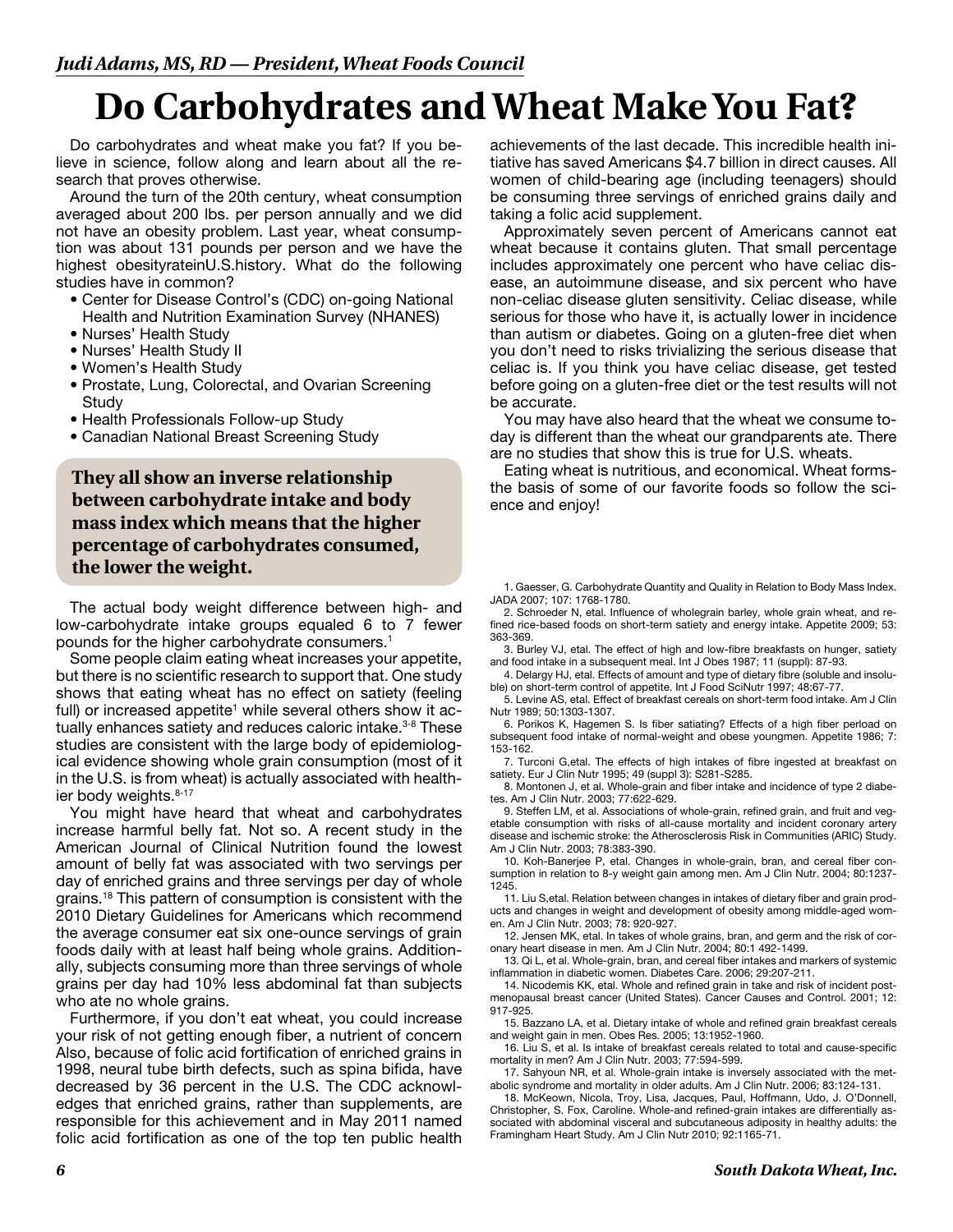*Judi Adams, MS, RD — President, Wheat Foods Council*

# Do Carbohydrates and Wheat Make You Fat?

Do carbohydrates and wheat make you fat? If you believe in science, follow along and learn about all the research that proves otherwise.

Around the turn of the 20th century, wheat consumption averaged about 200 lbs. per person annually and we did not have an obesity problem. Last year, wheat consumption was about 131 pounds per person and we have the highest obesityrateinU.S.history. What do the following studies have in common?

- Center for Disease Control's (CDC) on-going National Health and Nutrition Examination Survey (NHANES)
- Nurses' Health Study
- Nurses' Health Study II
- Women's Health Study
- Prostate, Lung, Colorectal, and Ovarian Screening Study
- Health Professionals Follow-up Study
- Canadian National Breast Screening Study

**They all show an inverse relationship between carbohydrate intake and body mass index which means that the higher percentage of carbohydrates consumed, the lower the weight.**

The actual body weight difference between high- and low-carbohydrate intake groups equaled 6 to 7 fewer pounds for the higher carbohydrate consumers.[1]

Some people claim eating wheat increases your appetite, but there is no scientific research to support that. One study shows that eating wheat has no effect on satiety (feeling full) or increased appetite[1] while several others show it actually enhances satiety and reduces caloric intake.[3-8] These studies are consistent with the large body of epidemiological evidence showing whole grain consumption (most of it in the U.S. is from wheat) is actually associated with healthier body weights.[8-17]

You might have heard that wheat and carbohydrates increase harmful belly fat. Not so. A recent study in the American Journal of Clinical Nutrition found the lowest amount of belly fat was associated with two servings per day of enriched grains and three servings per day of whole grains.[18] This pattern of consumption is consistent with the 2010 Dietary Guidelines for Americans which recommend the average consumer eat six one-ounce servings of grain foods daily with at least half being whole grains. Additionally, subjects consuming more than three servings of whole grains per day had 10% less abdominal fat than subjects who ate no whole grains.

Furthermore, if you don't eat wheat, you could increase your risk of not getting enough fiber, a nutrient of concern Also, because of folic acid fortification of enriched grains in 1998, neural tube birth defects, such as spina bifida, have decreased by 36 percent in the U.S. The CDC acknowledges that enriched grains, rather than supplements, are responsible for this achievement and in May 2011 named folic acid fortification as one of the top ten public health achievements of the last decade. This incredible health initiative has saved Americans $4.7 billion in direct causes. All women of child-bearing age (including teenagers) should be consuming three servings of enriched grains daily and taking a folic acid supplement.

Approximately seven percent of Americans cannot eat wheat because it contains gluten. That small percentage includes approximately one percent who have celiac disease, an autoimmune disease, and six percent who have non-celiac disease gluten sensitivity. Celiac disease, while serious for those who have it, is actually lower in incidence than autism or diabetes. Going on a gluten-free diet when you don't need to risks trivializing the serious disease that celiac is. If you think you have celiac disease, get tested before going on a gluten-free diet or the test results will not be accurate.

You may have also heard that the wheat we consume today is different than the wheat our grandparents ate. There are no studies that show this is true for U.S. wheats.

Eating wheat is nutritious, and economical. Wheat formsthe basis of some of our favorite foods so follow the science and enjoy!

1. Gaesser, G. Carbohydrate Quantity and Quality in Relation to Body Mass Index. JADA 2007; 107: 1768-1780.
2. Schroeder N, etal. Influence of wholegrain barley, whole grain wheat, and refined rice-based foods on short-term satiety and energy intake. Appetite 2009; 53: 363-369.
3. Burley VJ, etal. The effect of high and low-fibre breakfasts on hunger, satiety and food intake in a subsequent meal. Int J Obes 1987; 11 (suppl): 87-93.
4. Delargy HJ, etal. Effects of amount and type of dietary fibre (soluble and insoluble) on short-term control of appetite. Int J Food SciNutr 1997; 48:67-77.
5. Levine AS, etal. Effect of breakfast cereals on short-term food intake. Am J Clin Nutr 1989; 50:1303-1307.
6. Porikos K, Hagemen S. Is fiber satiating? Effects of a high fiber perload on subsequent food intake of normal-weight and obese youngmen. Appetite 1986; 7: 153-162.
7. Turconi G,etal. The effects of high intakes of fibre ingested at breakfast on satiety. Eur J Clin Nutr 1995; 49 (suppl 3): S281-S285.
8. Montonen J, et al. Whole-grain and fiber intake and incidence of type 2 diabetes. Am J Clin Nutr. 2003; 77:622-629.
9. Steffen LM, et al. Associations of whole-grain, refined grain, and fruit and vegetable consumption with risks of all-cause mortality and incident coronary artery disease and ischemic stroke: the Atherosclerosis Risk in Communities (ARIC) Study. Am J Clin Nutr. 2003; 78:383-390.
10. Koh-Banerjee P, etal. Changes in whole-grain, bran, and cereal fiber consumption in relation to 8-y weight gain among men. Am J Clin Nutr. 2004; 80:1237-1245.
11. Liu S,etal. Relation between changes in intakes of dietary fiber and grain products and changes in weight and development of obesity among middle-aged women. Am J Clin Nutr. 2003; 78: 920-927.
12. Jensen MK, etal. In takes of whole grains, bran, and germ and the risk of coronary heart disease in men. Am J Clin Nutr. 2004; 80:1 492-1499.
13. Qi L, et al. Whole-grain, bran, and cereal fiber intakes and markers of systemic inflammation in diabetic women. Diabetes Care. 2006; 29:207-211.
14. Nicodemis KK, etal. Whole and refined grain in take and risk of incident postmenopausal breast cancer (United States). Cancer Causes and Control. 2001; 12: 917-925.
15. Bazzano LA, et al. Dietary intake of whole and refined grain breakfast cereals and weight gain in men. Obes Res. 2005; 13:1952-1960.
16. Liu S, et al. Is intake of breakfast cereals related to total and cause-specific mortality in men? Am J Clin Nutr. 2003; 77:594-599.
17. Sahyoun NR, et al. Whole-grain intake is inversely associated with the metabolic syndrome and mortality in older adults. Am J Clin Nutr. 2006; 83:124-131.
18. McKeown, Nicola, Troy, Lisa, Jacques, Paul, Hoffmann, Udo, J. O'Donnell, Christopher, S. Fox, Caroline. Whole-and refined-grain intakes are differentially associated with abdominal visceral and subcutaneous adiposity in healthy adults: the Framingham Heart Study. Am J Clin Nutr 2010; 92:1165-71.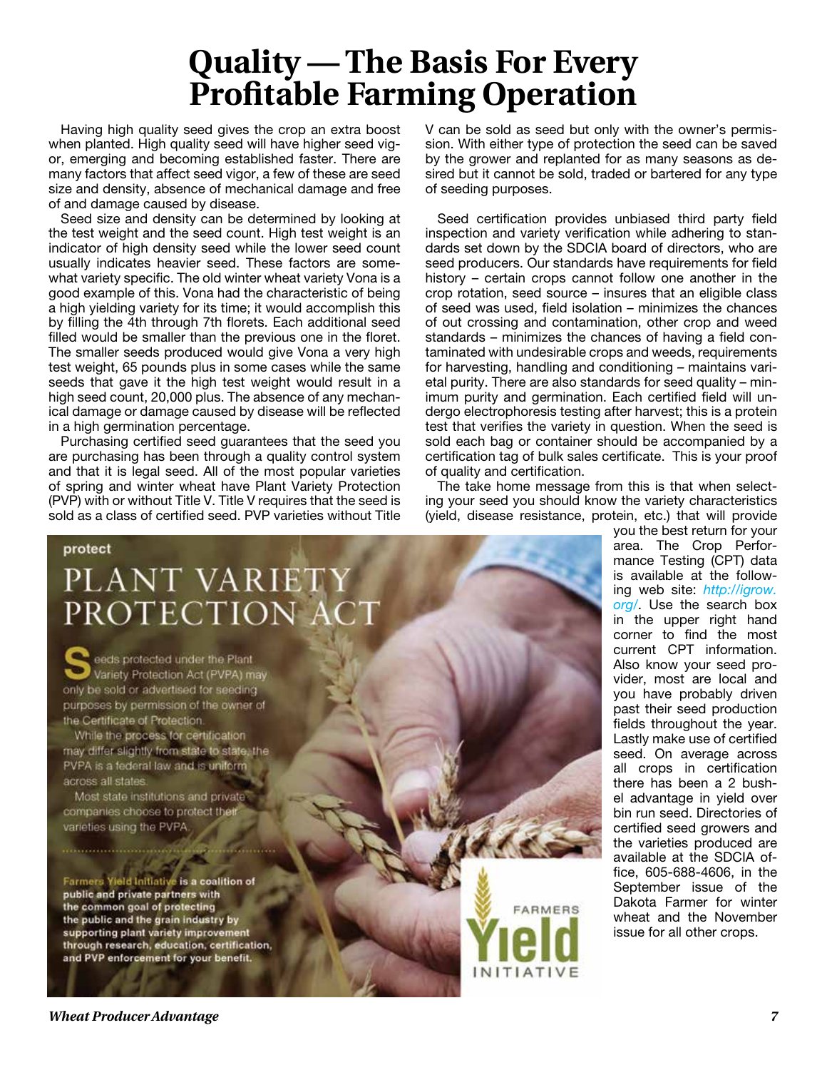# Quality — The Basis For Every Profitable Farming Operation

Having high quality seed gives the crop an extra boost when planted. High quality seed will have higher seed vigor, emerging and becoming established faster. There are many factors that affect seed vigor, a few of these are seed size and density, absence of mechanical damage and free of and damage caused by disease.

Seed size and density can be determined by looking at the test weight and the seed count. High test weight is an indicator of high density seed while the lower seed count usually indicates heavier seed. These factors are somewhat variety specific. The old winter wheat variety Vona is a good example of this. Vona had the characteristic of being a high yielding variety for its time; it would accomplish this by filling the 4th through 7th florets. Each additional seed filled would be smaller than the previous one in the floret. The smaller seeds produced would give Vona a very high test weight, 65 pounds plus in some cases while the same seeds that gave it the high test weight would result in a high seed count, 20,000 plus. The absence of any mechanical damage or damage caused by disease will be reflected in a high germination percentage.

Purchasing certified seed guarantees that the seed you are purchasing has been through a quality control system and that it is legal seed. All of the most popular varieties of spring and winter wheat have Plant Variety Protection (PVP) with or without Title V. Title V requires that the seed is sold as a class of certified seed. PVP varieties without Title V can be sold as seed but only with the owner's permission. With either type of protection the seed can be saved by the grower and replanted for as many seasons as desired but it cannot be sold, traded or bartered for any type of seeding purposes.

Seed certification provides unbiased third party field inspection and variety verification while adhering to standards set down by the SDCIA board of directors, who are seed producers. Our standards have requirements for field history – certain crops cannot follow one another in the crop rotation, seed source – insures that an eligible class of seed was used, field isolation – minimizes the chances of out crossing and contamination, other crop and weed standards – minimizes the chances of having a field contaminated with undesirable crops and weeds, requirements for harvesting, handling and conditioning – maintains varietal purity. There are also standards for seed quality – minimum purity and germination. Each certified field will undergo electrophoresis testing after harvest; this is a protein test that verifies the variety in question. When the seed is sold each bag or container should be accompanied by a certification tag of bulk sales certificate. This is your proof of quality and certification.

The take home message from this is that when selecting your seed you should know the variety characteristics (yield, disease resistance, protein, etc.) that will provide you the best return for your area. The Crop Performance Testing (CPT) data is available at the following web site: http://igrow.org/. Use the search box in the upper right hand corner to find the most current CPT information. Also know your seed provider, most are local and you have probably driven past their seed production fields throughout the year. Lastly make use of certified seed. On average across all crops in certification there has been a 2 bushel advantage in yield over bin run seed. Directories of certified seed growers and the varieties produced are available at the SDCIA office, 605-688-4606, in the September issue of the Dakota Farmer for winter wheat and the November issue for all other crops.

protect

## PLANT VARIETY PROTECTION ACT

Seeds protected under the Plant Variety Protection Act (PVPA) may only be sold or advertised for seeding purposes by permission of the owner of the Certificate of Protection.

While the process for certification may differ slightly from state to state, the PVPA is a federal law and is uniform across all states.

Most state institutions and private companies choose to protect their varieties using the PVPA.

**Farmers Yield Initiative is a coalition of public and private partners with the common goal of protecting the public and the grain industry by supporting plant variety improvement through research, education, certification, and PVP enforcement for your benefit.**

FARMERS Yield INITIATIVE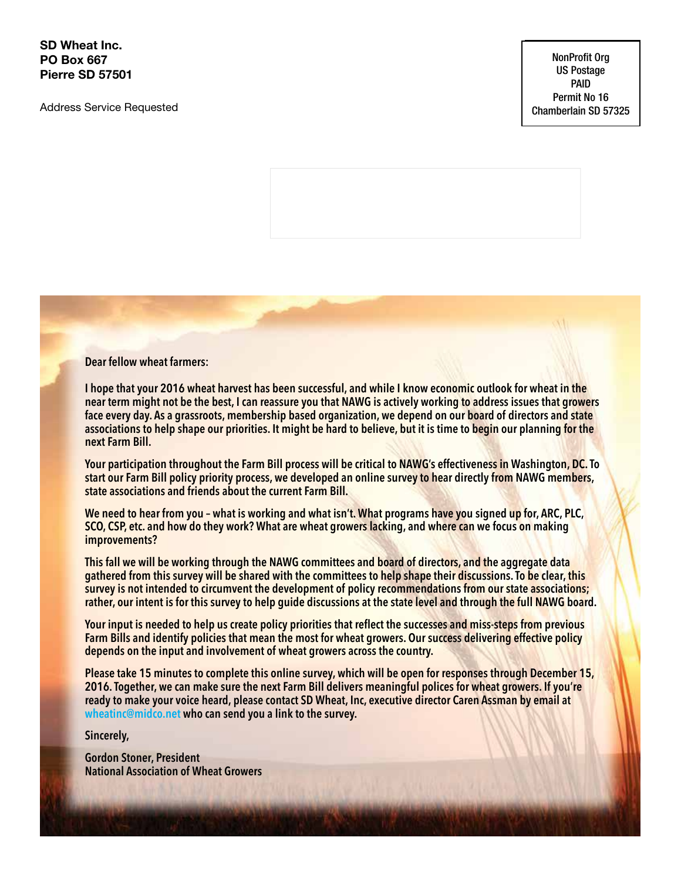**SD Wheat Inc.**
**PO Box 667**
**Pierre SD 57501**

Address Service Requested

NonProfit Org
US Postage
PAID
Permit No 16
Chamberlain SD 57325

Dear fellow wheat farmers:

I hope that your 2016 wheat harvest has been successful, and while I know economic outlook for wheat in the near term might not be the best, I can reassure you that NAWG is actively working to address issues that growers face every day. As a grassroots, membership based organization, we depend on our board of directors and state associations to help shape our priorities. It might be hard to believe, but it is time to begin our planning for the next Farm Bill.

Your participation throughout the Farm Bill process will be critical to NAWG's effectiveness in Washington, DC. To start our Farm Bill policy priority process, we developed an online survey to hear directly from NAWG members, state associations and friends about the current Farm Bill.

We need to hear from you – what is working and what isn't. What programs have you signed up for, ARC, PLC, SCO, CSP, etc. and how do they work? What are wheat growers lacking, and where can we focus on making improvements?

This fall we will be working through the NAWG committees and board of directors, and the aggregate data gathered from this survey will be shared with the committees to help shape their discussions. To be clear, this survey is not intended to circumvent the development of policy recommendations from our state associations; rather, our intent is for this survey to help guide discussions at the state level and through the full NAWG board.

Your input is needed to help us create policy priorities that reflect the successes and miss-steps from previous Farm Bills and identify policies that mean the most for wheat growers. Our success delivering effective policy depends on the input and involvement of wheat growers across the country.

Please take 15 minutes to complete this online survey, which will be open for responses through December 15, 2016. Together, we can make sure the next Farm Bill delivers meaningful polices for wheat growers. If you're ready to make your voice heard, please contact SD Wheat, Inc, executive director Caren Assman by email at wheatinc@midco.net who can send you a link to the survey.

Sincerely,

Gordon Stoner, President
National Association of Wheat Growers